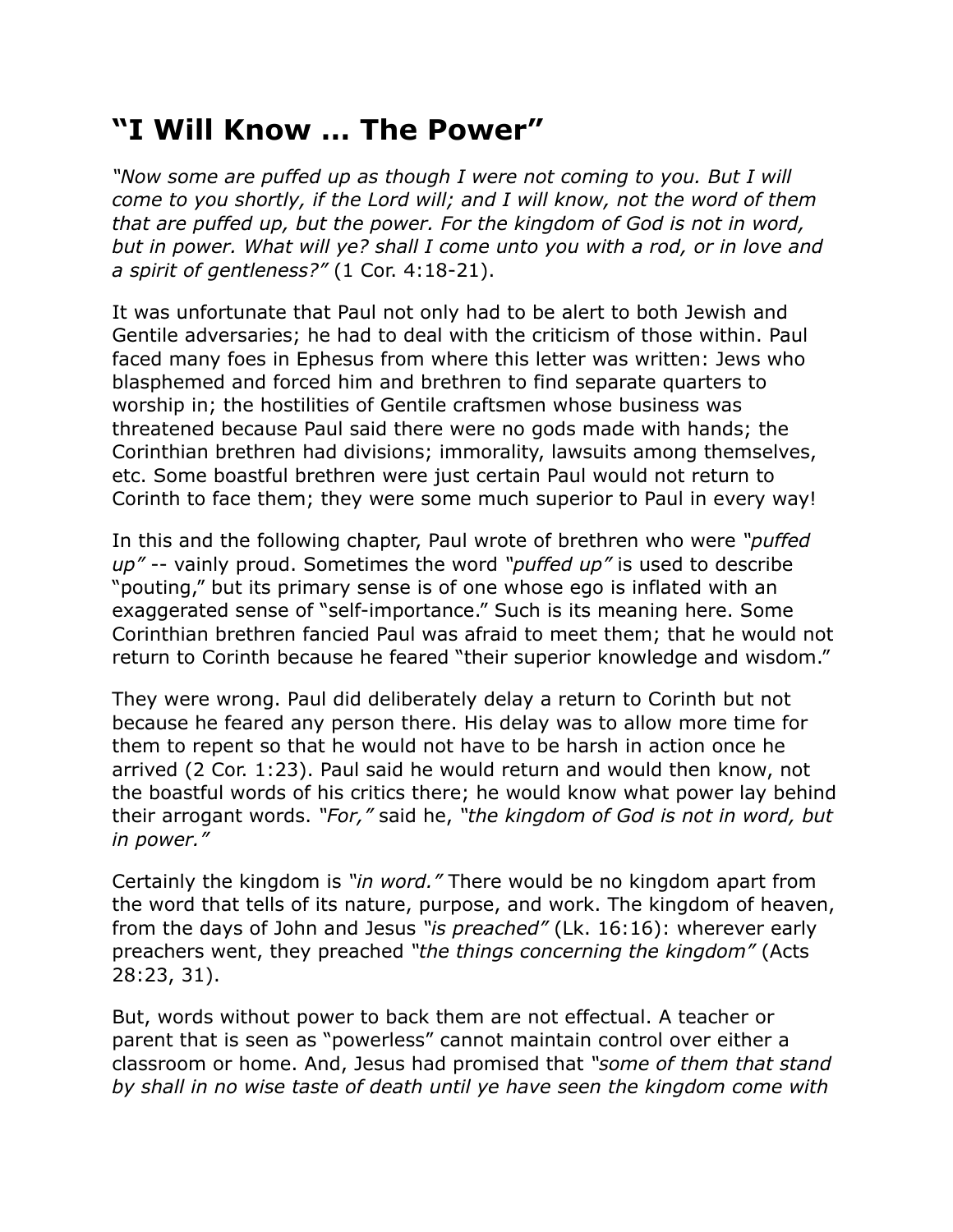# “I Will Know … The Power”

*“Now some are puffed up as though I were not coming to you. But I will come to you shortly, if the Lord will; and I will know, not the word of them that are puffed up, but the power. For the kingdom of God is not in word, but in power. What will ye? shall I come unto you with a rod, or in love and a spirit of gentleness?”* (1 Cor. 4:18-21).

It was unfortunate that Paul not only had to be alert to both Jewish and Gentile adversaries; he had to deal with the criticism of those within. Paul faced many foes in Ephesus from where this letter was written: Jews who blasphemed and forced him and brethren to find separate quarters to worship in; the hostilities of Gentile craftsmen whose business was threatened because Paul said there were no gods made with hands; the Corinthian brethren had divisions; immorality, lawsuits among themselves, etc. Some boastful brethren were just certain Paul would not return to Corinth to face them; they were some much superior to Paul in every way!

In this and the following chapter, Paul wrote of brethren who were *“puffed up”* -- vainly proud. Sometimes the word *“puffed up”* is used to describe “pouting,” but its primary sense is of one whose ego is inflated with an exaggerated sense of “self-importance.” Such is its meaning here. Some Corinthian brethren fancied Paul was afraid to meet them; that he would not return to Corinth because he feared “their superior knowledge and wisdom.”

They were wrong. Paul did deliberately delay a return to Corinth but not because he feared any person there. His delay was to allow more time for them to repent so that he would not have to be harsh in action once he arrived (2 Cor. 1:23). Paul said he would return and would then know, not the boastful words of his critics there; he would know what power lay behind their arrogant words. *“For,”* said he, *“the kingdom of God is not in word, but in power.”*

Certainly the kingdom is *“in word.”* There would be no kingdom apart from the word that tells of its nature, purpose, and work. The kingdom of heaven, from the days of John and Jesus *“is preached”* (Lk. 16:16): wherever early preachers went, they preached *“the things concerning the kingdom”* (Acts 28:23, 31).

But, words without power to back them are not effectual. A teacher or parent that is seen as “powerless” cannot maintain control over either a classroom or home. And, Jesus had promised that *“some of them that stand by shall in no wise taste of death until ye have seen the kingdom come with*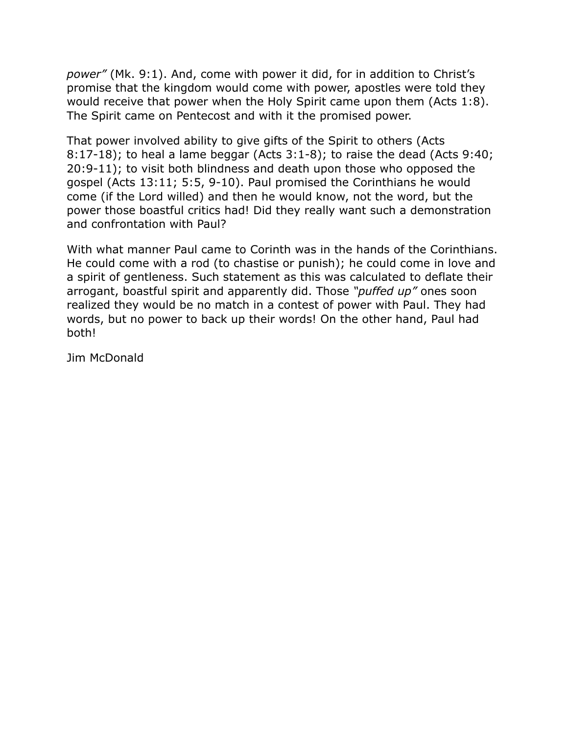*power"* (Mk. 9:1). And, come with power it did, for in addition to Christ's promise that the kingdom would come with power, apostles were told they would receive that power when the Holy Spirit came upon them (Acts 1:8). The Spirit came on Pentecost and with it the promised power.

That power involved ability to give gifts of the Spirit to others (Acts 8:17-18); to heal a lame beggar (Acts 3:1-8); to raise the dead (Acts 9:40; 20:9-11); to visit both blindness and death upon those who opposed the gospel (Acts 13:11; 5:5, 9-10). Paul promised the Corinthians he would come (if the Lord willed) and then he would know, not the word, but the power those boastful critics had! Did they really want such a demonstration and confrontation with Paul?

With what manner Paul came to Corinth was in the hands of the Corinthians. He could come with a rod (to chastise or punish); he could come in love and a spirit of gentleness. Such statement as this was calculated to deflate their arrogant, boastful spirit and apparently did. Those *"puffed up"* ones soon realized they would be no match in a contest of power with Paul. They had words, but no power to back up their words! On the other hand, Paul had both!

Jim McDonald